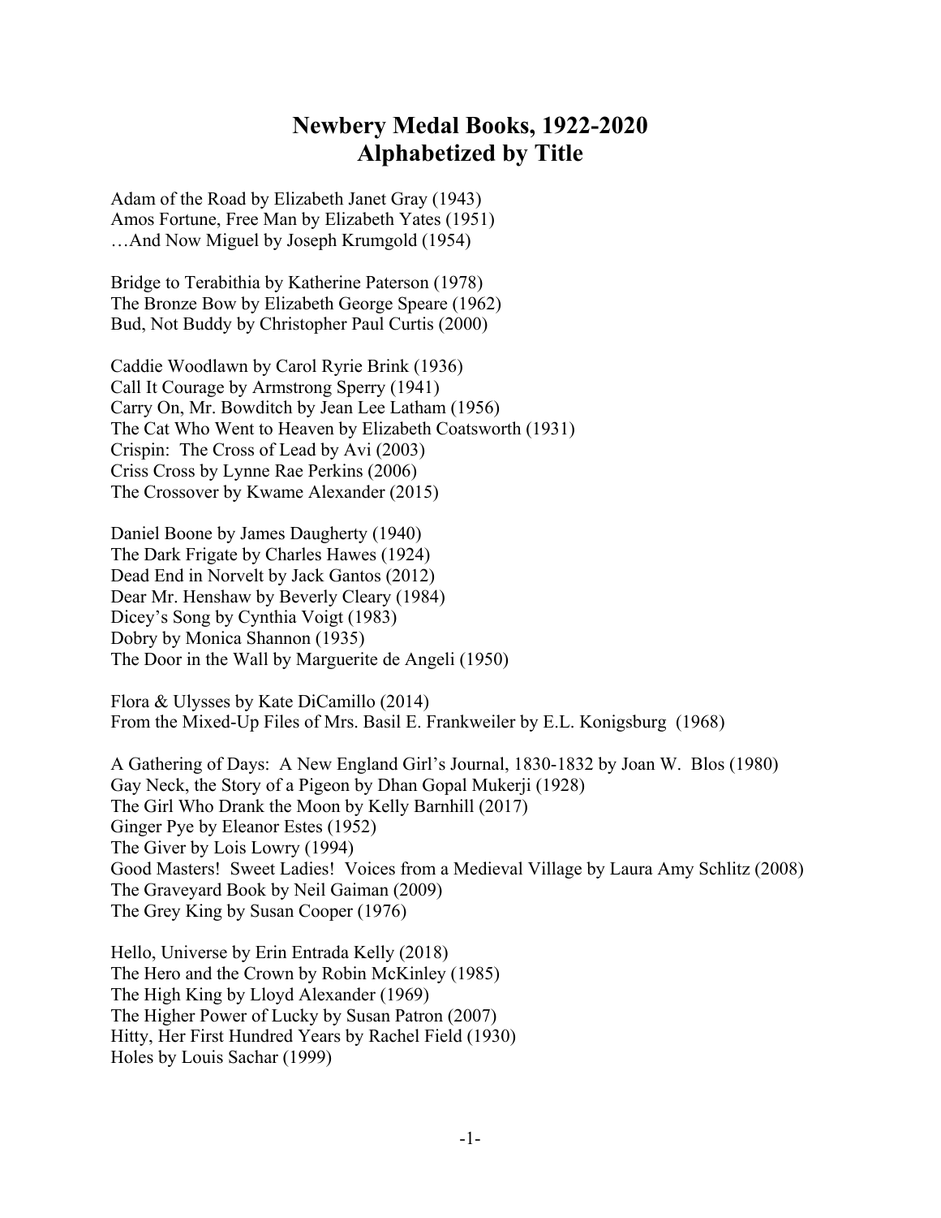# Newbery Medal Books, 1922-2020
# Alphabetized by Title

Adam of the Road by Elizabeth Janet Gray (1943)
Amos Fortune, Free Man by Elizabeth Yates (1951)
…And Now Miguel by Joseph Krumgold (1954)

Bridge to Terabithia by Katherine Paterson (1978)
The Bronze Bow by Elizabeth George Speare (1962)
Bud, Not Buddy by Christopher Paul Curtis (2000)

Caddie Woodlawn by Carol Ryrie Brink (1936)
Call It Courage by Armstrong Sperry (1941)
Carry On, Mr. Bowditch by Jean Lee Latham (1956)
The Cat Who Went to Heaven by Elizabeth Coatsworth (1931)
Crispin: The Cross of Lead by Avi (2003)
Criss Cross by Lynne Rae Perkins (2006)
The Crossover by Kwame Alexander (2015)

Daniel Boone by James Daugherty (1940)
The Dark Frigate by Charles Hawes (1924)
Dead End in Norvelt by Jack Gantos (2012)
Dear Mr. Henshaw by Beverly Cleary (1984)
Dicey's Song by Cynthia Voigt (1983)
Dobry by Monica Shannon (1935)
The Door in the Wall by Marguerite de Angeli (1950)

Flora & Ulysses by Kate DiCamillo (2014)
From the Mixed-Up Files of Mrs. Basil E. Frankweiler by E.L. Konigsburg (1968)

A Gathering of Days: A New England Girl's Journal, 1830-1832 by Joan W. Blos (1980)
Gay Neck, the Story of a Pigeon by Dhan Gopal Mukerji (1928)
The Girl Who Drank the Moon by Kelly Barnhill (2017)
Ginger Pye by Eleanor Estes (1952)
The Giver by Lois Lowry (1994)
Good Masters! Sweet Ladies! Voices from a Medieval Village by Laura Amy Schlitz (2008)
The Graveyard Book by Neil Gaiman (2009)
The Grey King by Susan Cooper (1976)

Hello, Universe by Erin Entrada Kelly (2018)
The Hero and the Crown by Robin McKinley (1985)
The High King by Lloyd Alexander (1969)
The Higher Power of Lucky by Susan Patron (2007)
Hitty, Her First Hundred Years by Rachel Field (1930)
Holes by Louis Sachar (1999)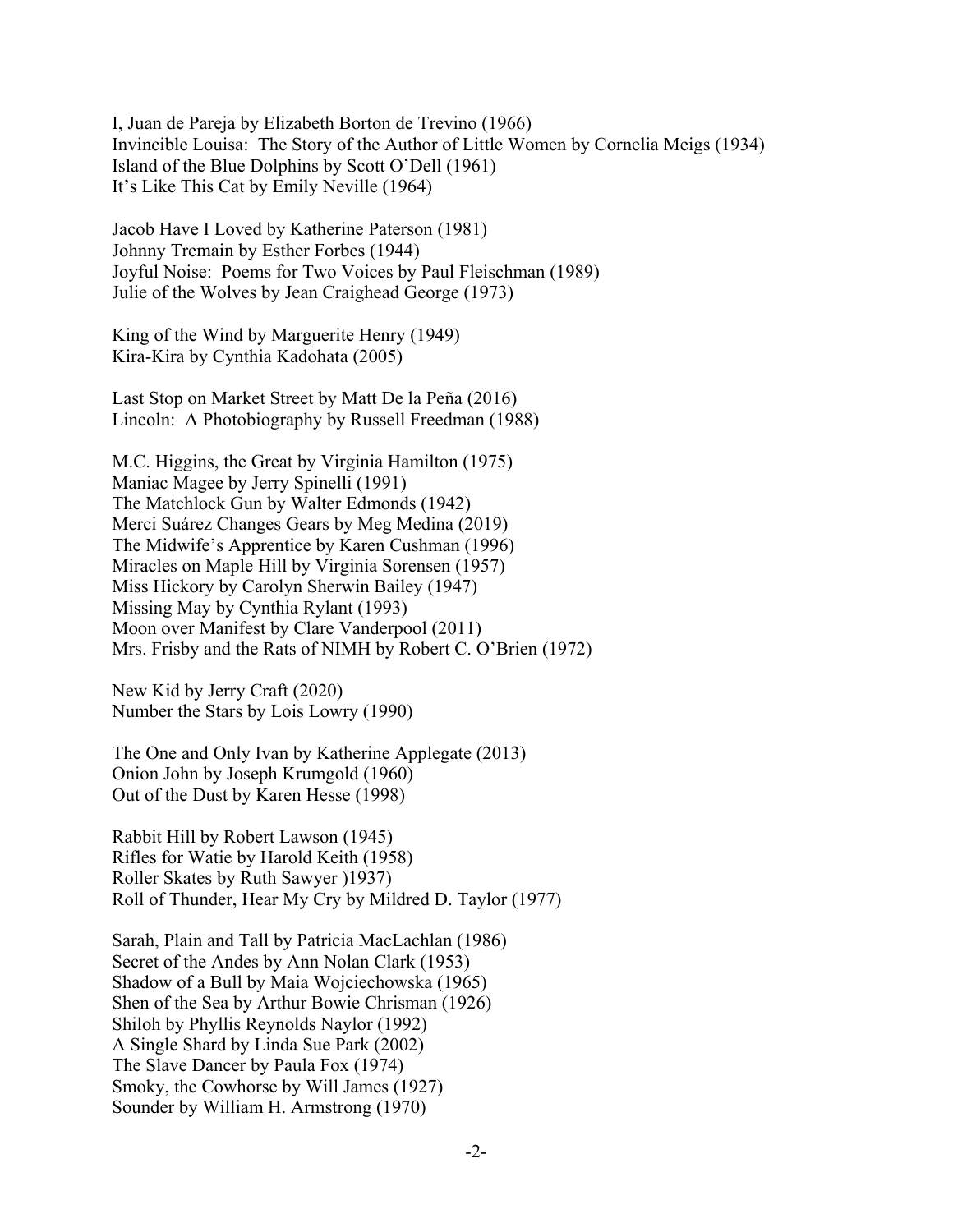I, Juan de Pareja by Elizabeth Borton de Trevino (1966)
Invincible Louisa: The Story of the Author of Little Women by Cornelia Meigs (1934)
Island of the Blue Dolphins by Scott O'Dell (1961)
It's Like This Cat by Emily Neville (1964)

Jacob Have I Loved by Katherine Paterson (1981)
Johnny Tremain by Esther Forbes (1944)
Joyful Noise: Poems for Two Voices by Paul Fleischman (1989)
Julie of the Wolves by Jean Craighead George (1973)

King of the Wind by Marguerite Henry (1949)
Kira-Kira by Cynthia Kadohata (2005)

Last Stop on Market Street by Matt De la Peña (2016)
Lincoln: A Photobiography by Russell Freedman (1988)

M.C. Higgins, the Great by Virginia Hamilton (1975)
Maniac Magee by Jerry Spinelli (1991)
The Matchlock Gun by Walter Edmonds (1942)
Merci Suárez Changes Gears by Meg Medina (2019)
The Midwife's Apprentice by Karen Cushman (1996)
Miracles on Maple Hill by Virginia Sorensen (1957)
Miss Hickory by Carolyn Sherwin Bailey (1947)
Missing May by Cynthia Rylant (1993)
Moon over Manifest by Clare Vanderpool (2011)
Mrs. Frisby and the Rats of NIMH by Robert C. O'Brien (1972)

New Kid by Jerry Craft (2020)
Number the Stars by Lois Lowry (1990)

The One and Only Ivan by Katherine Applegate (2013)
Onion John by Joseph Krumgold (1960)
Out of the Dust by Karen Hesse (1998)

Rabbit Hill by Robert Lawson (1945)
Rifles for Watie by Harold Keith (1958)
Roller Skates by Ruth Sawyer )1937)
Roll of Thunder, Hear My Cry by Mildred D. Taylor (1977)

Sarah, Plain and Tall by Patricia MacLachlan (1986)
Secret of the Andes by Ann Nolan Clark (1953)
Shadow of a Bull by Maia Wojciechowska (1965)
Shen of the Sea by Arthur Bowie Chrisman (1926)
Shiloh by Phyllis Reynolds Naylor (1992)
A Single Shard by Linda Sue Park (2002)
The Slave Dancer by Paula Fox (1974)
Smoky, the Cowhorse by Will James (1927)
Sounder by William H. Armstrong (1970)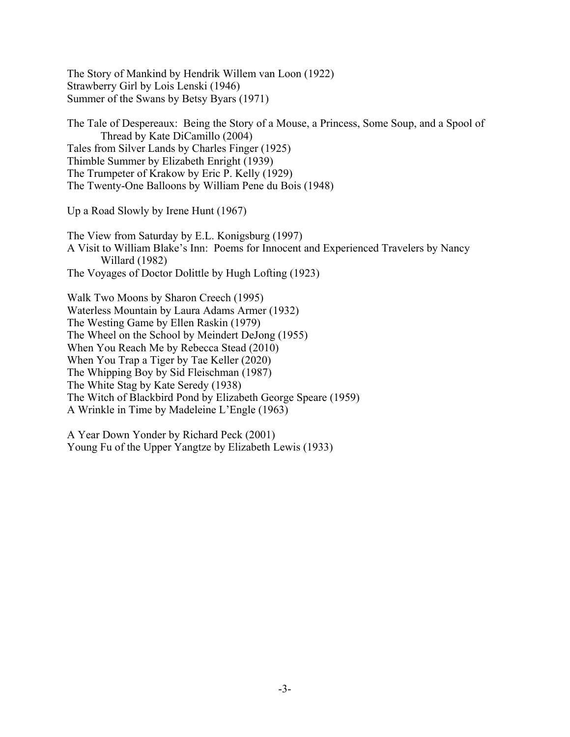The Story of Mankind by Hendrik Willem van Loon (1922)
Strawberry Girl by Lois Lenski (1946)
Summer of the Swans by Betsy Byars (1971)

The Tale of Despereaux: Being the Story of a Mouse, a Princess, Some Soup, and a Spool of Thread by Kate DiCamillo (2004)
Tales from Silver Lands by Charles Finger (1925)
Thimble Summer by Elizabeth Enright (1939)
The Trumpeter of Krakow by Eric P. Kelly (1929)
The Twenty-One Balloons by William Pene du Bois (1948)

Up a Road Slowly by Irene Hunt (1967)

The View from Saturday by E.L. Konigsburg (1997)
A Visit to William Blake's Inn: Poems for Innocent and Experienced Travelers by Nancy Willard (1982)
The Voyages of Doctor Dolittle by Hugh Lofting (1923)

Walk Two Moons by Sharon Creech (1995)
Waterless Mountain by Laura Adams Armer (1932)
The Westing Game by Ellen Raskin (1979)
The Wheel on the School by Meindert DeJong (1955)
When You Reach Me by Rebecca Stead (2010)
When You Trap a Tiger by Tae Keller (2020)
The Whipping Boy by Sid Fleischman (1987)
The White Stag by Kate Seredy (1938)
The Witch of Blackbird Pond by Elizabeth George Speare (1959)
A Wrinkle in Time by Madeleine L'Engle (1963)

A Year Down Yonder by Richard Peck (2001)
Young Fu of the Upper Yangtze by Elizabeth Lewis (1933)